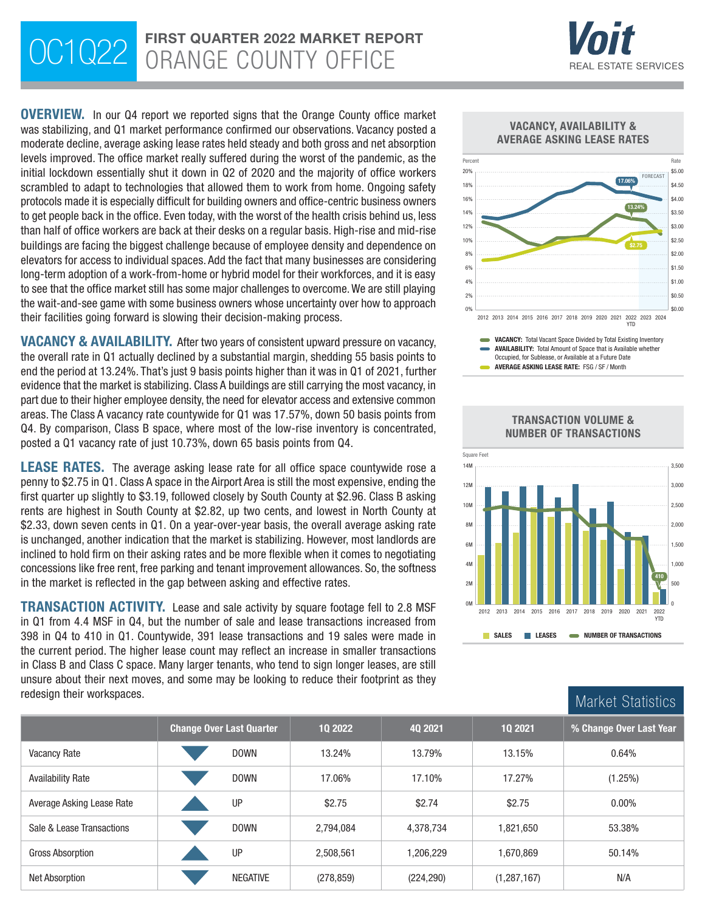# OC1Q22 FIRST QUARTER 2022 MARKET REPORT
# ORANGE COUNTY OFFICE

Voit REAL ESTATE SERVICES

**OVERVIEW.** In our Q4 report we reported signs that the Orange County office market was stabilizing, and Q1 market performance confirmed our observations. Vacancy posted a moderate decline, average asking lease rates held steady and both gross and net absorption levels improved. The office market really suffered during the worst of the pandemic, as the initial lockdown essentially shut it down in Q2 of 2020 and the majority of office workers scrambled to adapt to technologies that allowed them to work from home. Ongoing safety protocols made it is especially difficult for building owners and office-centric business owners to get people back in the office. Even today, with the worst of the health crisis behind us, less than half of office workers are back at their desks on a regular basis. High-rise and mid-rise buildings are facing the biggest challenge because of employee density and dependence on elevators for access to individual spaces. Add the fact that many businesses are considering long-term adoption of a work-from-home or hybrid model for their workforces, and it is easy to see that the office market still has some major challenges to overcome. We are still playing the wait-and-see game with some business owners whose uncertainty over how to approach their facilities going forward is slowing their decision-making process.

**VACANCY & AVAILABILITY.** After two years of consistent upward pressure on vacancy, the overall rate in Q1 actually declined by a substantial margin, shedding 55 basis points to end the period at 13.24%. That's just 9 basis points higher than it was in Q1 of 2021, further evidence that the market is stabilizing. Class A buildings are still carrying the most vacancy, in part due to their higher employee density, the need for elevator access and extensive common areas. The Class A vacancy rate countywide for Q1 was 17.57%, down 50 basis points from Q4. By comparison, Class B space, where most of the low-rise inventory is concentrated, posted a Q1 vacancy rate of just 10.73%, down 65 basis points from Q4.

**LEASE RATES.** The average asking lease rate for all office space countywide rose a penny to $2.75 in Q1. Class A space in the Airport Area is still the most expensive, ending the first quarter up slightly to $3.19, followed closely by South County at $2.96. Class B asking rents are highest in South County at $2.82, up two cents, and lowest in North County at $2.33, down seven cents in Q1. On a year-over-year basis, the overall average asking rate is unchanged, another indication that the market is stabilizing. However, most landlords are inclined to hold firm on their asking rates and be more flexible when it comes to negotiating concessions like free rent, free parking and tenant improvement allowances. So, the softness in the market is reflected in the gap between asking and effective rates.

**TRANSACTION ACTIVITY.** Lease and sale activity by square footage fell to 2.8 MSF in Q1 from 4.4 MSF in Q4, but the number of sale and lease transactions increased from 398 in Q4 to 410 in Q1. Countywide, 391 lease transactions and 19 sales were made in the current period. The higher lease count may reflect an increase in smaller transactions in Class B and Class C space. Many larger tenants, who tend to sign longer leases, are still unsure about their next moves, and some may be looking to reduce their footprint as they redesign their workspaces.

### VACANCY, AVAILABILITY & AVERAGE ASKING LEASE RATES

- **VACANCY:** Total Vacant Space Divided by Total Existing Inventory
- **AVAILABILITY:** Total Amount of Space that is Available whether Occupied, for Sublease, or Available at a Future Date
- **AVERAGE ASKING LEASE RATE:** FSG / SF / Month

### TRANSACTION VOLUME & NUMBER OF TRANSACTIONS

SALES | LEASES | NUMBER OF TRANSACTIONS

## Market Statistics

| | Change Over Last Quarter | 1Q 2022 | 4Q 2021 | 1Q 2021 | % Change Over Last Year |
|---|---|---|---|---|---|
| Vacancy Rate | DOWN | 13.24% | 13.79% | 13.15% | 0.64% |
| Availability Rate | DOWN | 17.06% | 17.10% | 17.27% | (1.25%) |
| Average Asking Lease Rate | UP | $2.75 | $2.74 | $2.75 | 0.00% |
| Sale & Lease Transactions | DOWN | 2,794,084 | 4,378,734 | 1,821,650 | 53.38% |
| Gross Absorption | UP | 2,508,561 | 1,206,229 | 1,670,869 | 50.14% |
| Net Absorption | NEGATIVE | (278,859) | (224,290) | (1,287,167) | N/A |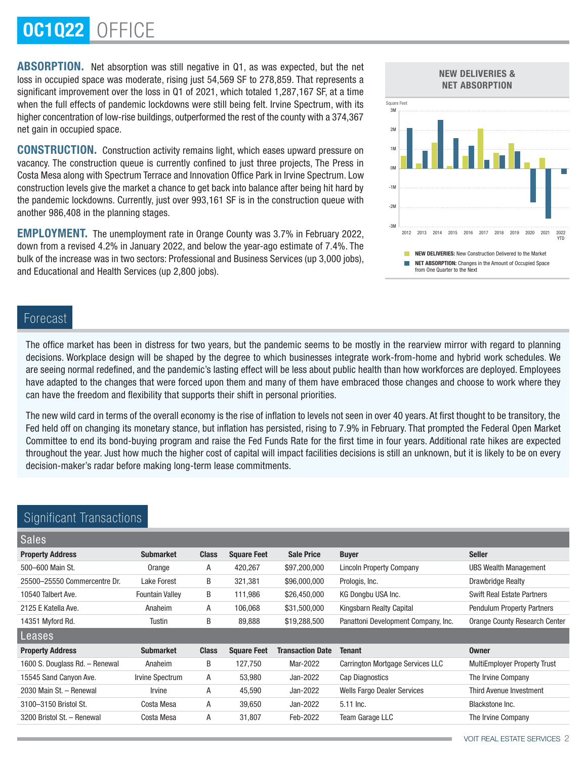# OC1Q22 OFFICE

**ABSORPTION.** Net absorption was still negative in Q1, as was expected, but the net loss in occupied space was moderate, rising just 54,569 SF to 278,859. That represents a significant improvement over the loss in Q1 of 2021, which totaled 1,287,167 SF, at a time when the full effects of pandemic lockdowns were still being felt. Irvine Spectrum, with its higher concentration of low-rise buildings, outperformed the rest of the county with a 374,367 net gain in occupied space.

**CONSTRUCTION.** Construction activity remains light, which eases upward pressure on vacancy. The construction queue is currently confined to just three projects, The Press in Costa Mesa along with Spectrum Terrace and Innovation Office Park in Irvine Spectrum. Low construction levels give the market a chance to get back into balance after being hit hard by the pandemic lockdowns. Currently, just over 993,161 SF is in the construction queue with another 986,408 in the planning stages.

**EMPLOYMENT.** The unemployment rate in Orange County was 3.7% in February 2022, down from a revised 4.2% in January 2022, and below the year-ago estimate of 7.4%. The bulk of the increase was in two sectors: Professional and Business Services (up 3,000 jobs), and Educational and Health Services (up 2,800 jobs).

**NEW DELIVERIES & NET ABSORPTION**

Square Feet

3M, 2M, 1M, 0M, -1M, -2M, -3M

2012, 2013, 2014, 2015, 2016, 2017, 2018, 2019, 2020, 2021, 2022 YTD

**NEW DELIVERIES:** New Construction Delivered to the Market

**NET ABSORPTION:** Changes in the Amount of Occupied Space from One Quarter to the Next

## Forecast

The office market has been in distress for two years, but the pandemic seems to be mostly in the rearview mirror with regard to planning decisions. Workplace design will be shaped by the degree to which businesses integrate work-from-home and hybrid work schedules. We are seeing normal redefined, and the pandemic's lasting effect will be less about public health than how workforces are deployed. Employees have adapted to the changes that were forced upon them and many of them have embraced those changes and choose to work where they can have the freedom and flexibility that supports their shift in personal priorities.

The new wild card in terms of the overall economy is the rise of inflation to levels not seen in over 40 years. At first thought to be transitory, the Fed held off on changing its monetary stance, but inflation has persisted, rising to 7.9% in February. That prompted the Federal Open Market Committee to end its bond-buying program and raise the Fed Funds Rate for the first time in four years. Additional rate hikes are expected throughout the year. Just how much the higher cost of capital will impact facilities decisions is still an unknown, but it is likely to be on every decision-maker's radar before making long-term lease commitments.

## Significant Transactions

### Sales

| Property Address | Submarket | Class | Square Feet | Sale Price | Buyer | Seller |
|---|---|---|---|---|---|---|
| 500–600 Main St. | Orange | A | 420,267 | $97,200,000 | Lincoln Property Company | UBS Wealth Management |
| 25500–25550 Commercentre Dr. | Lake Forest | B | 321,381 | $96,000,000 | Prologis, Inc. | Drawbridge Realty |
| 10540 Talbert Ave. | Fountain Valley | B | 111,986 | $26,450,000 | KG Dongbu USA Inc. | Swift Real Estate Partners |
| 2125 E Katella Ave. | Anaheim | A | 106,068 | $31,500,000 | Kingsbarn Realty Capital | Pendulum Property Partners |
| 14351 Myford Rd. | Tustin | B | 89,888 | $19,288,500 | Panattoni Development Company, Inc. | Orange County Research Center |

### Leases

| Property Address | Submarket | Class | Square Feet | Transaction Date | Tenant | Owner |
|---|---|---|---|---|---|---|
| 1600 S. Douglass Rd. – Renewal | Anaheim | B | 127,750 | Mar-2022 | Carrington Mortgage Services LLC | MultiEmployer Property Trust |
| 15545 Sand Canyon Ave. | Irvine Spectrum | A | 53,980 | Jan-2022 | Cap Diagnostics | The Irvine Company |
| 2030 Main St. – Renewal | Irvine | A | 45,590 | Jan-2022 | Wells Fargo Dealer Services | Third Avenue Investment |
| 3100–3150 Bristol St. | Costa Mesa | A | 39,650 | Jan-2022 | 5.11 Inc. | Blackstone Inc. |
| 3200 Bristol St. – Renewal | Costa Mesa | A | 31,807 | Feb-2022 | Team Garage LLC | The Irvine Company |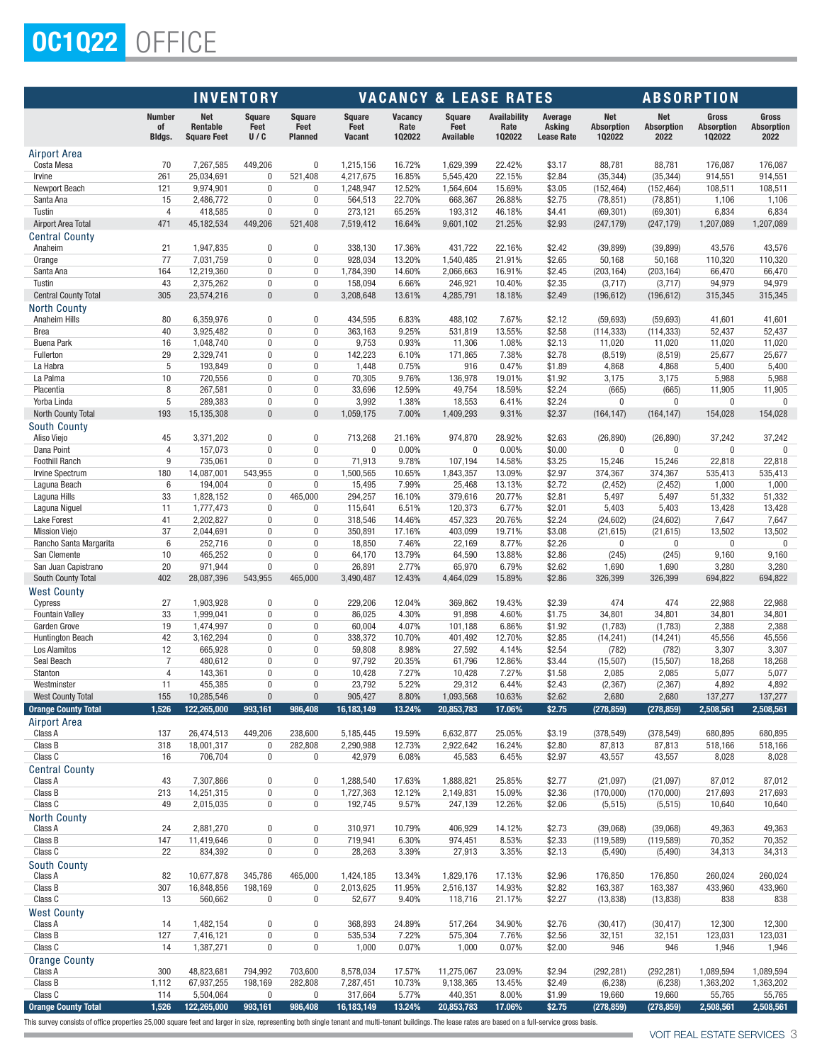# OC1Q22 OFFICE

| | INVENTORY | | | | VACANCY & LEASE RATES | | | | | ABSORPTION | | | |
|---|---|---|---|---|---|---|---|---|---|---|---|---|---|
| | Number of Bldgs. | Net Rentable Square Feet | Square Feet U / C | Square Feet Planned | Square Feet Vacant | Vacancy Rate 1Q2022 | Square Feet Available | Availability Rate 1Q2022 | Average Asking Lease Rate | Net Absorption 1Q2022 | Net Absorption 2022 | Gross Absorption 1Q2022 | Gross Absorption 2022 |
| **Airport Area** | | | | | | | | | | | | | |
| Costa Mesa | 70 | 7,267,585 | 449,206 | 0 | 1,215,156 | 16.72% | 1,629,399 | 22.42% | $3.17 | 88,781 | 88,781 | 176,087 | 176,087 |
| Irvine | 261 | 25,034,691 | 0 | 521,408 | 4,217,675 | 16.85% | 5,545,420 | 22.15% | $2.84 | (35,344) | (35,344) | 914,551 | 914,551 |
| Newport Beach | 121 | 9,974,901 | 0 | 0 | 1,248,947 | 12.52% | 1,564,604 | 15.69% | $3.05 | (152,464) | (152,464) | 108,511 | 108,511 |
| Santa Ana | 15 | 2,486,772 | 0 | 0 | 564,513 | 22.70% | 668,367 | 26.88% | $2.75 | (78,851) | (78,851) | 1,106 | 1,106 |
| Tustin | 4 | 418,585 | 0 | 0 | 273,121 | 65.25% | 193,312 | 46.18% | $4.41 | (69,301) | (69,301) | 6,834 | 6,834 |
| Airport Area Total | 471 | 45,182,534 | 449,206 | 521,408 | 7,519,412 | 16.64% | 9,601,102 | 21.25% | $2.93 | (247,179) | (247,179) | 1,207,089 | 1,207,089 |
| **Central County** | | | | | | | | | | | | | |
| Anaheim | 21 | 1,947,835 | 0 | 0 | 338,130 | 17.36% | 431,722 | 22.16% | $2.42 | (39,899) | (39,899) | 43,576 | 43,576 |
| Orange | 77 | 7,031,759 | 0 | 0 | 928,034 | 13.20% | 1,540,485 | 21.91% | $2.65 | 50,168 | 50,168 | 110,320 | 110,320 |
| Santa Ana | 164 | 12,219,360 | 0 | 0 | 1,784,390 | 14.60% | 2,066,663 | 16.91% | $2.45 | (203,164) | (203,164) | 66,470 | 66,470 |
| Tustin | 43 | 2,375,262 | 0 | 0 | 158,094 | 6.66% | 246,921 | 10.40% | $2.35 | (3,717) | (3,717) | 94,979 | 94,979 |
| Central County Total | 305 | 23,574,216 | 0 | 0 | 3,208,648 | 13.61% | 4,285,791 | 18.18% | $2.49 | (196,612) | (196,612) | 315,345 | 315,345 |
| **North County** | | | | | | | | | | | | | |
| Anaheim Hills | 80 | 6,359,976 | 0 | 0 | 434,595 | 6.83% | 488,102 | 7.67% | $2.12 | (59,693) | (59,693) | 41,601 | 41,601 |
| Brea | 40 | 3,925,482 | 0 | 0 | 363,163 | 9.25% | 531,819 | 13.55% | $2.58 | (114,333) | (114,333) | 52,437 | 52,437 |
| Buena Park | 16 | 1,048,740 | 0 | 0 | 9,753 | 0.93% | 11,306 | 1.08% | $2.13 | 11,020 | 11,020 | 11,020 | 11,020 |
| Fullerton | 29 | 2,329,741 | 0 | 0 | 142,223 | 6.10% | 171,865 | 7.38% | $2.78 | (8,519) | (8,519) | 25,677 | 25,677 |
| La Habra | 5 | 193,849 | 0 | 0 | 1,448 | 0.75% | 916 | 0.47% | $1.89 | 4,868 | 4,868 | 5,400 | 5,400 |
| La Palma | 10 | 720,556 | 0 | 0 | 70,305 | 9.76% | 136,978 | 19.01% | $1.92 | 3,175 | 3,175 | 5,988 | 5,988 |
| Placentia | 8 | 267,581 | 0 | 0 | 33,696 | 12.59% | 49,754 | 18.59% | $2.24 | (665) | (665) | 11,905 | 11,905 |
| Yorba Linda | 5 | 289,383 | 0 | 0 | 3,992 | 1.38% | 18,553 | 6.41% | $2.24 | 0 | 0 | 0 | 0 |
| North County Total | 193 | 15,135,308 | 0 | 0 | 1,059,175 | 7.00% | 1,409,293 | 9.31% | $2.37 | (164,147) | (164,147) | 154,028 | 154,028 |
| **South County** | | | | | | | | | | | | | |
| Aliso Viejo | 45 | 3,371,202 | 0 | 0 | 713,268 | 21.16% | 974,870 | 28.92% | $2.63 | (26,890) | (26,890) | 37,242 | 37,242 |
| Dana Point | 4 | 157,073 | 0 | 0 | 0 | 0.00% | 0 | 0.00% | $0.00 | 0 | 0 | 0 | 0 |
| Foothill Ranch | 9 | 735,061 | 0 | 0 | 71,913 | 9.78% | 107,194 | 14.58% | $3.25 | 15,246 | 15,246 | 22,818 | 22,818 |
| Irvine Spectrum | 180 | 14,087,001 | 543,955 | 0 | 1,500,565 | 10.65% | 1,843,357 | 13.09% | $2.97 | 374,367 | 374,367 | 535,413 | 535,413 |
| Laguna Beach | 6 | 194,004 | 0 | 0 | 15,495 | 7.99% | 25,468 | 13.13% | $2.72 | (2,452) | (2,452) | 1,000 | 1,000 |
| Laguna Hills | 33 | 1,828,152 | 0 | 465,000 | 294,257 | 16.10% | 379,616 | 20.77% | $2.81 | 5,497 | 5,497 | 51,332 | 51,332 |
| Laguna Niguel | 11 | 1,777,473 | 0 | 0 | 115,641 | 6.51% | 120,373 | 6.77% | $2.01 | 5,403 | 5,403 | 13,428 | 13,428 |
| Lake Forest | 41 | 2,202,827 | 0 | 0 | 318,546 | 14.46% | 457,323 | 20.76% | $2.24 | (24,602) | (24,602) | 7,647 | 7,647 |
| Mission Viejo | 37 | 2,044,691 | 0 | 0 | 350,891 | 17.16% | 403,099 | 19.71% | $3.08 | (21,615) | (21,615) | 13,502 | 13,502 |
| Rancho Santa Margarita | 6 | 252,716 | 0 | 0 | 18,850 | 7.46% | 22,169 | 8.77% | $2.26 | 0 | 0 | 0 | 0 |
| San Clemente | 10 | 465,252 | 0 | 0 | 64,170 | 13.79% | 64,590 | 13.88% | $2.86 | (245) | (245) | 9,160 | 9,160 |
| San Juan Capistrano | 20 | 971,944 | 0 | 0 | 26,891 | 2.77% | 65,970 | 6.79% | $2.62 | 1,690 | 1,690 | 3,280 | 3,280 |
| South County Total | 402 | 28,087,396 | 543,955 | 465,000 | 3,490,487 | 12.43% | 4,464,029 | 15.89% | $2.86 | 326,399 | 326,399 | 694,822 | 694,822 |
| **West County** | | | | | | | | | | | | | |
| Cypress | 27 | 1,903,928 | 0 | 0 | 229,206 | 12.04% | 369,862 | 19.43% | $2.39 | 474 | 474 | 22,988 | 22,988 |
| Fountain Valley | 33 | 1,999,041 | 0 | 0 | 86,025 | 4.30% | 91,898 | 4.60% | $1.75 | 34,801 | 34,801 | 34,801 | 34,801 |
| Garden Grove | 19 | 1,474,997 | 0 | 0 | 60,004 | 4.07% | 101,188 | 6.86% | $1.92 | (1,783) | (1,783) | 2,388 | 2,388 |
| Huntington Beach | 42 | 3,162,294 | 0 | 0 | 338,372 | 10.70% | 401,492 | 12.70% | $2.85 | (14,241) | (14,241) | 45,556 | 45,556 |
| Los Alamitos | 12 | 665,928 | 0 | 0 | 59,808 | 8.98% | 27,592 | 4.14% | $2.54 | (782) | (782) | 3,307 | 3,307 |
| Seal Beach | 7 | 480,612 | 0 | 0 | 97,792 | 20.35% | 61,796 | 12.86% | $3.44 | (15,507) | (15,507) | 18,268 | 18,268 |
| Stanton | 4 | 143,361 | 0 | 0 | 10,428 | 7.27% | 10,428 | 7.27% | $1.58 | 2,085 | 2,085 | 5,077 | 5,077 |
| Westminster | 11 | 455,385 | 0 | 0 | 23,792 | 5.22% | 29,312 | 6.44% | $2.43 | (2,367) | (2,367) | 4,892 | 4,892 |
| West County Total | 155 | 10,285,546 | 0 | 0 | 905,427 | 8.80% | 1,093,568 | 10.63% | $2.62 | 2,680 | 2,680 | 137,277 | 137,277 |
| **Orange County Total** | **1,526** | **122,265,000** | **993,161** | **986,408** | **16,183,149** | **13.24%** | **20,853,783** | **17.06%** | **$2.75** | **(278,859)** | **(278,859)** | **2,508,561** | **2,508,561** |
| **Airport Area** | | | | | | | | | | | | | |
| Class A | 137 | 26,474,513 | 449,206 | 238,600 | 5,185,445 | 19.59% | 6,632,877 | 25.05% | $3.19 | (378,549) | (378,549) | 680,895 | 680,895 |
| Class B | 318 | 18,001,317 | 0 | 282,808 | 2,290,988 | 12.73% | 2,922,642 | 16.24% | $2.80 | 87,813 | 87,813 | 518,166 | 518,166 |
| Class C | 16 | 706,704 | 0 | 0 | 42,979 | 6.08% | 45,583 | 6.45% | $2.97 | 43,557 | 43,557 | 8,028 | 8,028 |
| **Central County** | | | | | | | | | | | | | |
| Class A | 43 | 7,307,866 | 0 | 0 | 1,288,540 | 17.63% | 1,888,821 | 25.85% | $2.77 | (21,097) | (21,097) | 87,012 | 87,012 |
| Class B | 213 | 14,251,315 | 0 | 0 | 1,727,363 | 12.12% | 2,149,831 | 15.09% | $2.36 | (170,000) | (170,000) | 217,693 | 217,693 |
| Class C | 49 | 2,015,035 | 0 | 0 | 192,745 | 9.57% | 247,139 | 12.26% | $2.06 | (5,515) | (5,515) | 10,640 | 10,640 |
| **North County** | | | | | | | | | | | | | |
| Class A | 24 | 2,881,270 | 0 | 0 | 310,971 | 10.79% | 406,929 | 14.12% | $2.73 | (39,068) | (39,068) | 49,363 | 49,363 |
| Class B | 147 | 11,419,646 | 0 | 0 | 719,941 | 6.30% | 974,451 | 8.53% | $2.33 | (119,589) | (119,589) | 70,352 | 70,352 |
| Class C | 22 | 834,392 | 0 | 0 | 28,263 | 3.39% | 27,913 | 3.35% | $2.13 | (5,490) | (5,490) | 34,313 | 34,313 |
| **South County** | | | | | | | | | | | | | |
| Class A | 82 | 10,677,878 | 345,786 | 465,000 | 1,424,185 | 13.34% | 1,829,176 | 17.13% | $2.96 | 176,850 | 176,850 | 260,024 | 260,024 |
| Class B | 307 | 16,848,856 | 198,169 | 0 | 2,013,625 | 11.95% | 2,516,137 | 14.93% | $2.82 | 163,387 | 163,387 | 433,960 | 433,960 |
| Class C | 13 | 560,662 | 0 | 0 | 52,677 | 9.40% | 118,716 | 21.17% | $2.27 | (13,838) | (13,838) | 838 | 838 |
| **West County** | | | | | | | | | | | | | |
| Class A | 14 | 1,482,154 | 0 | 0 | 368,893 | 24.89% | 517,264 | 34.90% | $2.76 | (30,417) | (30,417) | 12,300 | 12,300 |
| Class B | 127 | 7,416,121 | 0 | 0 | 535,534 | 7.22% | 575,304 | 7.76% | $2.56 | 32,151 | 32,151 | 123,031 | 123,031 |
| Class C | 14 | 1,387,271 | 0 | 0 | 1,000 | 0.07% | 1,000 | 0.07% | $2.00 | 946 | 946 | 1,946 | 1,946 |
| **Orange County** | | | | | | | | | | | | | |
| Class A | 300 | 48,823,681 | 794,992 | 703,600 | 8,578,034 | 17.57% | 11,275,067 | 23.09% | $2.94 | (292,281) | (292,281) | 1,089,594 | 1,089,594 |
| Class B | 1,112 | 67,937,255 | 198,169 | 282,808 | 7,287,451 | 10.73% | 9,138,365 | 13.45% | $2.49 | (6,238) | (6,238) | 1,363,202 | 1,363,202 |
| Class C | 114 | 5,504,064 | 0 | 0 | 317,664 | 5.77% | 440,351 | 8.00% | $1.99 | 19,660 | 19,660 | 55,765 | 55,765 |
| **Orange County Total** | **1,526** | **122,265,000** | **993,161** | **986,408** | **16,183,149** | **13.24%** | **20,853,783** | **17.06%** | **$2.75** | **(278,859)** | **(278,859)** | **2,508,561** | **2,508,561** |

This survey consists of office properties 25,000 square feet and larger in size, representing both single tenant and multi-tenant buildings. The lease rates are based on a full-service gross basis.

VOIT REAL ESTATE SERVICES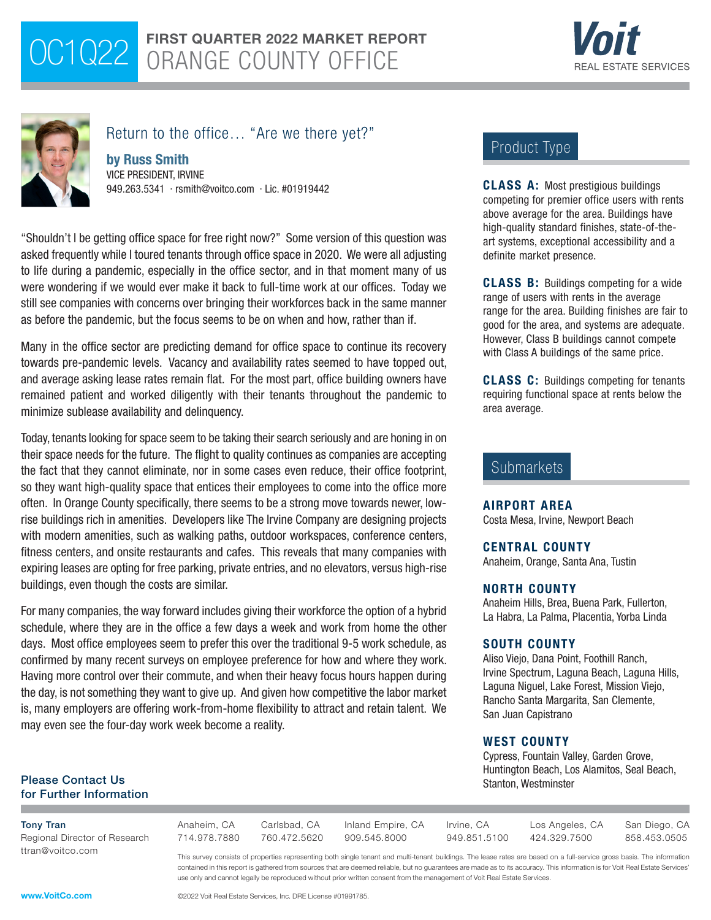# OC1Q22 FIRST QUARTER 2022 MARKET REPORT
## ORANGE COUNTY OFFICE

Voit
REAL ESTATE SERVICES

## Return to the office… "Are we there yet?"

**by Russ Smith**
VICE PRESIDENT, IRVINE
949.263.5341 · rsmith@voitco.com · Lic. #01919442

"Shouldn't I be getting office space for free right now?" Some version of this question was asked frequently while I toured tenants through office space in 2020. We were all adjusting to life during a pandemic, especially in the office sector, and in that moment many of us were wondering if we would ever make it back to full-time work at our offices. Today we still see companies with concerns over bringing their workforces back in the same manner as before the pandemic, but the focus seems to be on when and how, rather than if.

Many in the office sector are predicting demand for office space to continue its recovery towards pre-pandemic levels. Vacancy and availability rates seemed to have topped out, and average asking lease rates remain flat. For the most part, office building owners have remained patient and worked diligently with their tenants throughout the pandemic to minimize sublease availability and delinquency.

Today, tenants looking for space seem to be taking their search seriously and are honing in on their space needs for the future. The flight to quality continues as companies are accepting the fact that they cannot eliminate, nor in some cases even reduce, their office footprint, so they want high-quality space that entices their employees to come into the office more often. In Orange County specifically, there seems to be a strong move towards newer, low-rise buildings rich in amenities. Developers like The Irvine Company are designing projects with modern amenities, such as walking paths, outdoor workspaces, conference centers, fitness centers, and onsite restaurants and cafes. This reveals that many companies with expiring leases are opting for free parking, private entries, and no elevators, versus high-rise buildings, even though the costs are similar.

For many companies, the way forward includes giving their workforce the option of a hybrid schedule, where they are in the office a few days a week and work from home the other days. Most office employees seem to prefer this over the traditional 9-5 work schedule, as confirmed by many recent surveys on employee preference for how and where they work. Having more control over their commute, and when their heavy focus hours happen during the day, is not something they want to give up. And given how competitive the labor market is, many employers are offering work-from-home flexibility to attract and retain talent. We may even see the four-day work week become a reality.

## Product Type

**CLASS A:** Most prestigious buildings competing for premier office users with rents above average for the area. Buildings have high-quality standard finishes, state-of-the-art systems, exceptional accessibility and a definite market presence.

**CLASS B:** Buildings competing for a wide range of users with rents in the average range for the area. Building finishes are fair to good for the area, and systems are adequate. However, Class B buildings cannot compete with Class A buildings of the same price.

**CLASS C:** Buildings competing for tenants requiring functional space at rents below the area average.

## Submarkets

**AIRPORT AREA**
Costa Mesa, Irvine, Newport Beach

**CENTRAL COUNTY**
Anaheim, Orange, Santa Ana, Tustin

**NORTH COUNTY**
Anaheim Hills, Brea, Buena Park, Fullerton, La Habra, La Palma, Placentia, Yorba Linda

**SOUTH COUNTY**
Aliso Viejo, Dana Point, Foothill Ranch, Irvine Spectrum, Laguna Beach, Laguna Hills, Laguna Niguel, Lake Forest, Mission Viejo, Rancho Santa Margarita, San Clemente, San Juan Capistrano

**WEST COUNTY**
Cypress, Fountain Valley, Garden Grove, Huntington Beach, Los Alamitos, Seal Beach, Stanton, Westminster

Please Contact Us for Further Information

**Tony Tran**
Regional Director of Research
ttran@voitco.com

Anaheim, CA 714.978.7880
Carlsbad, CA 760.472.5620
Inland Empire, CA 909.545.8000
Irvine, CA 949.851.5100
Los Angeles, CA 424.329.7500
San Diego, CA 858.453.0505

This survey consists of properties representing both single tenant and multi-tenant buildings. The lease rates are based on a full-service gross basis. The information contained in this report is gathered from sources that are deemed reliable, but no guarantees are made as to its accuracy. This information is for Voit Real Estate Services' use only and cannot legally be reproduced without prior written consent from the management of Voit Real Estate Services.

www.VoitCo.com

©2022 Voit Real Estate Services, Inc. DRE License #01991785.